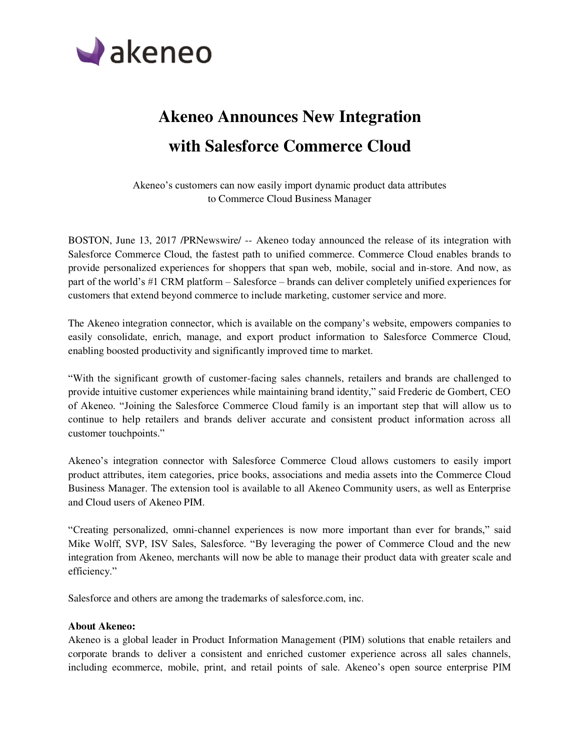# Akeneo Announces New Integration with Salesforce Commerce Cloud

Akeneo's customers can now easily import dynamic product data attributes to Commerce Cloud Business Manager

BOSTON, June 13, 2017 /PRNewswire/ -- Akeneo today announced the release of its integration with Salesforce Commerce Cloud, the fastest path to unified commerce. Commerce Cloud enables brands to provide personalized experiences for shoppers that span web, mobile, social and in-store. And now, as part of the world's #1 CRM platform – Salesforce – brands can deliver completely unified experiences for customers that extend beyond commerce to include marketing, customer service and more.

The Akeneo integration connector, which is available on the company's website, empowers companies to easily consolidate, enrich, manage, and export product information to Salesforce Commerce Cloud, enabling boosted productivity and significantly improved time to market.

"With the significant growth of customer-facing sales channels, retailers and brands are challenged to provide intuitive customer experiences while maintaining brand identity," said Frederic de Gombert, CEO of Akeneo. "Joining the Salesforce Commerce Cloud family is an important step that will allow us to continue to help retailers and brands deliver accurate and consistent product information across all customer touchpoints."

Akeneo's integration connector with Salesforce Commerce Cloud allows customers to easily import product attributes, item categories, price books, associations and media assets into the Commerce Cloud Business Manager. The extension tool is available to all Akeneo Community users, as well as Enterprise and Cloud users of Akeneo PIM.

"Creating personalized, omni-channel experiences is now more important than ever for brands," said Mike Wolff, SVP, ISV Sales, Salesforce. "By leveraging the power of Commerce Cloud and the new integration from Akeneo, merchants will now be able to manage their product data with greater scale and efficiency."

Salesforce and others are among the trademarks of salesforce.com, inc.

**About Akeneo:**

Akeneo is a global leader in Product Information Management (PIM) solutions that enable retailers and corporate brands to deliver a consistent and enriched customer experience across all sales channels, including ecommerce, mobile, print, and retail points of sale. Akeneo's open source enterprise PIM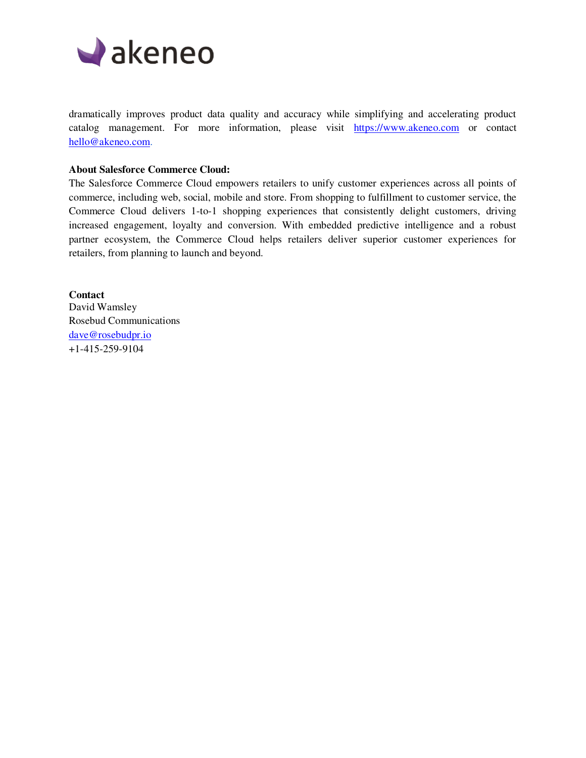dramatically improves product data quality and accuracy while simplifying and accelerating product catalog management. For more information, please visit https://www.akeneo.com or contact hello@akeneo.com.

**About Salesforce Commerce Cloud:**

The Salesforce Commerce Cloud empowers retailers to unify customer experiences across all points of commerce, including web, social, mobile and store. From shopping to fulfillment to customer service, the Commerce Cloud delivers 1-to-1 shopping experiences that consistently delight customers, driving increased engagement, loyalty and conversion. With embedded predictive intelligence and a robust partner ecosystem, the Commerce Cloud helps retailers deliver superior customer experiences for retailers, from planning to launch and beyond.

**Contact**

David Wamsley
Rosebud Communications
dave@rosebudpr.io
+1-415-259-9104